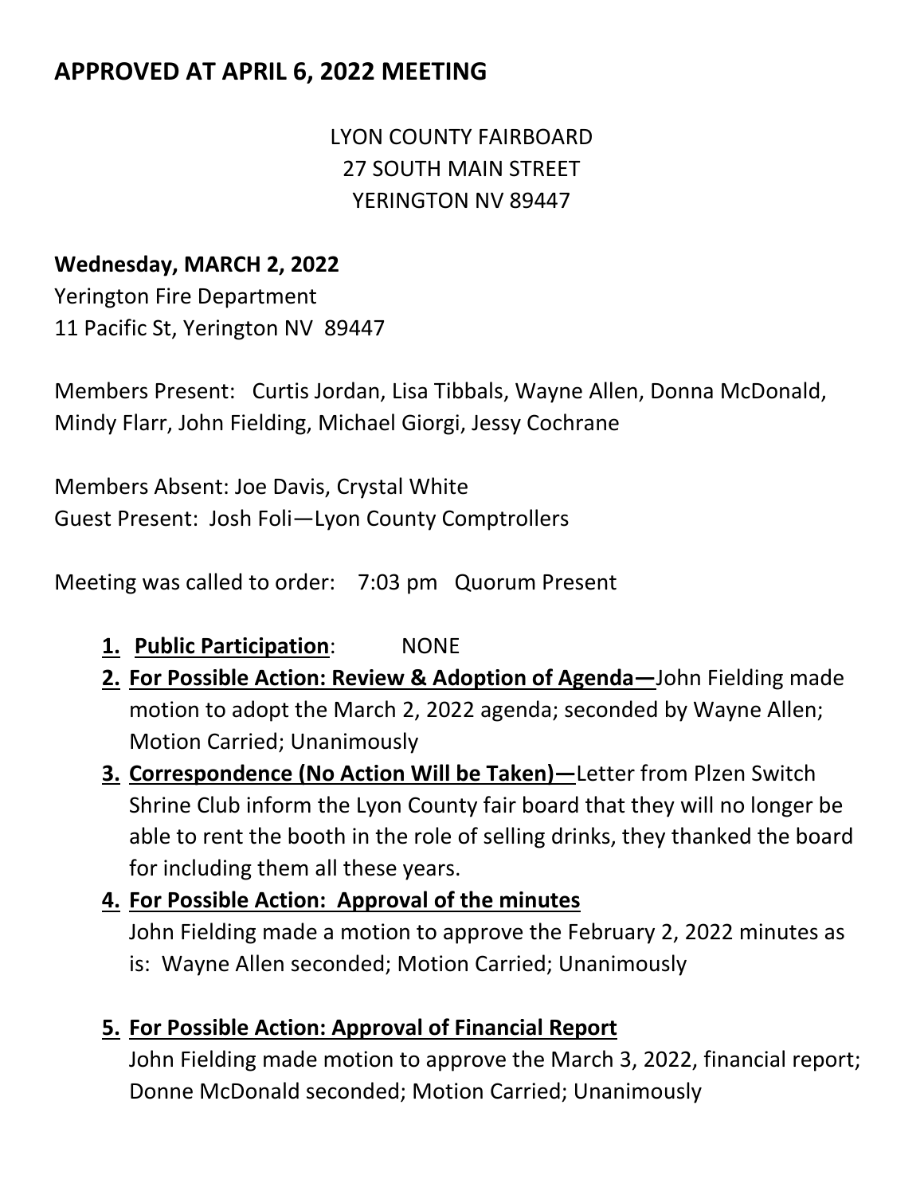## APPROVED AT APRIL 6, 2022 MEETING

LYON COUNTY FAIRBOARD
27 SOUTH MAIN STREET
YERINGTON NV 89447

**Wednesday, MARCH 2, 2022**
Yerington Fire Department
11 Pacific St, Yerington NV 89447

Members Present: Curtis Jordan, Lisa Tibbals, Wayne Allen, Donna McDonald, Mindy Flarr, John Fielding, Michael Giorgi, Jessy Cochrane

Members Absent: Joe Davis, Crystal White
Guest Present: Josh Foli—Lyon County Comptrollers

Meeting was called to order: 7:03 pm Quorum Present

1. **Public Participation**: NONE
2. **For Possible Action: Review & Adoption of Agenda—**John Fielding made motion to adopt the March 2, 2022 agenda; seconded by Wayne Allen; Motion Carried; Unanimously
3. **Correspondence (No Action Will be Taken)—**Letter from Plzen Switch Shrine Club inform the Lyon County fair board that they will no longer be able to rent the booth in the role of selling drinks, they thanked the board for including them all these years.
4. **For Possible Action: Approval of the minutes**
   John Fielding made a motion to approve the February 2, 2022 minutes as is: Wayne Allen seconded; Motion Carried; Unanimously

5. **For Possible Action: Approval of Financial Report**
   John Fielding made motion to approve the March 3, 2022, financial report; Donne McDonald seconded; Motion Carried; Unanimously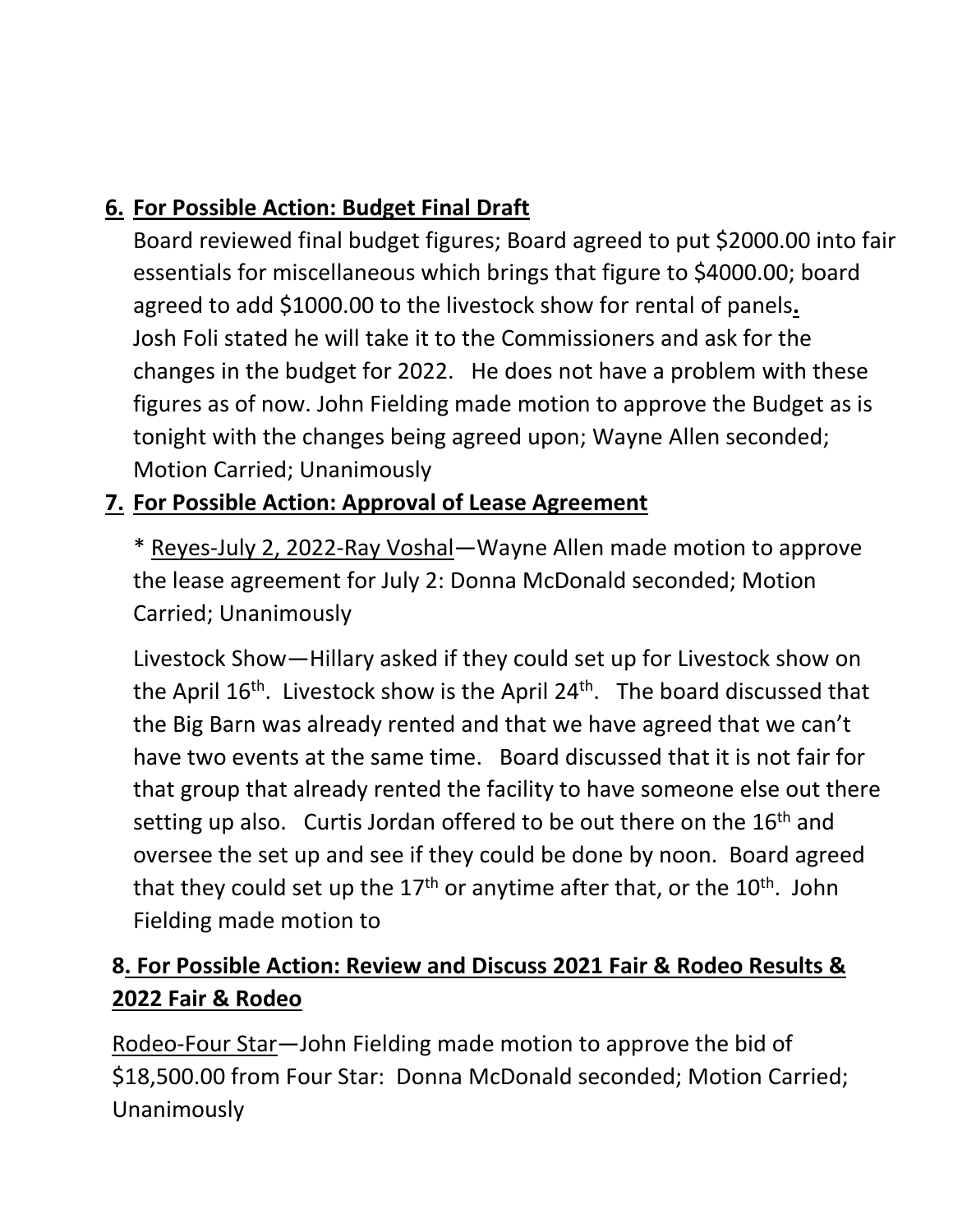## 6. For Possible Action: Budget Final Draft

Board reviewed final budget figures; Board agreed to put $2000.00 into fair essentials for miscellaneous which brings that figure to $4000.00; board agreed to add $1000.00 to the livestock show for rental of panels**.** Josh Foli stated he will take it to the Commissioners and ask for the changes in the budget for 2022. He does not have a problem with these figures as of now. John Fielding made motion to approve the Budget as is tonight with the changes being agreed upon; Wayne Allen seconded; Motion Carried; Unanimously

## 7. For Possible Action: Approval of Lease Agreement

* Reyes-July 2, 2022-Ray Voshal—Wayne Allen made motion to approve the lease agreement for July 2: Donna McDonald seconded; Motion Carried; Unanimously

Livestock Show—Hillary asked if they could set up for Livestock show on the April 16th. Livestock show is the April 24th. The board discussed that the Big Barn was already rented and that we have agreed that we can't have two events at the same time. Board discussed that it is not fair for that group that already rented the facility to have someone else out there setting up also. Curtis Jordan offered to be out there on the 16th and oversee the set up and see if they could be done by noon. Board agreed that they could set up the 17th or anytime after that, or the 10th. John Fielding made motion to

## 8. For Possible Action: Review and Discuss 2021 Fair & Rodeo Results & 2022 Fair & Rodeo

Rodeo-Four Star—John Fielding made motion to approve the bid of $18,500.00 from Four Star: Donna McDonald seconded; Motion Carried; Unanimously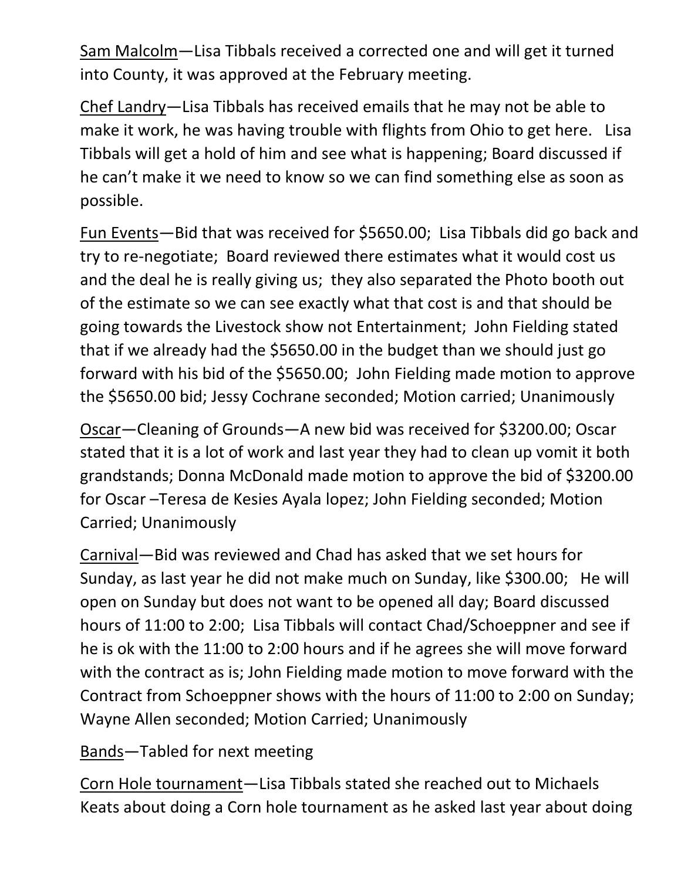<u>Sam Malcolm</u>—Lisa Tibbals received a corrected one and will get it turned into County, it was approved at the February meeting.

<u>Chef Landry</u>—Lisa Tibbals has received emails that he may not be able to make it work, he was having trouble with flights from Ohio to get here. Lisa Tibbals will get a hold of him and see what is happening; Board discussed if he can't make it we need to know so we can find something else as soon as possible.

<u>Fun Events</u>—Bid that was received for $5650.00; Lisa Tibbals did go back and try to re-negotiate; Board reviewed there estimates what it would cost us and the deal he is really giving us; they also separated the Photo booth out of the estimate so we can see exactly what that cost is and that should be going towards the Livestock show not Entertainment; John Fielding stated that if we already had the $5650.00 in the budget than we should just go forward with his bid of the $5650.00; John Fielding made motion to approve the $5650.00 bid; Jessy Cochrane seconded; Motion carried; Unanimously

<u>Oscar</u>—Cleaning of Grounds—A new bid was received for $3200.00; Oscar stated that it is a lot of work and last year they had to clean up vomit it both grandstands; Donna McDonald made motion to approve the bid of $3200.00 for Oscar –Teresa de Kesies Ayala lopez; John Fielding seconded; Motion Carried; Unanimously

<u>Carnival</u>—Bid was reviewed and Chad has asked that we set hours for Sunday, as last year he did not make much on Sunday, like $300.00; He will open on Sunday but does not want to be opened all day; Board discussed hours of 11:00 to 2:00; Lisa Tibbals will contact Chad/Schoeppner and see if he is ok with the 11:00 to 2:00 hours and if he agrees she will move forward with the contract as is; John Fielding made motion to move forward with the Contract from Schoeppner shows with the hours of 11:00 to 2:00 on Sunday; Wayne Allen seconded; Motion Carried; Unanimously

<u>Bands</u>—Tabled for next meeting

<u>Corn Hole tournament</u>—Lisa Tibbals stated she reached out to Michaels Keats about doing a Corn hole tournament as he asked last year about doing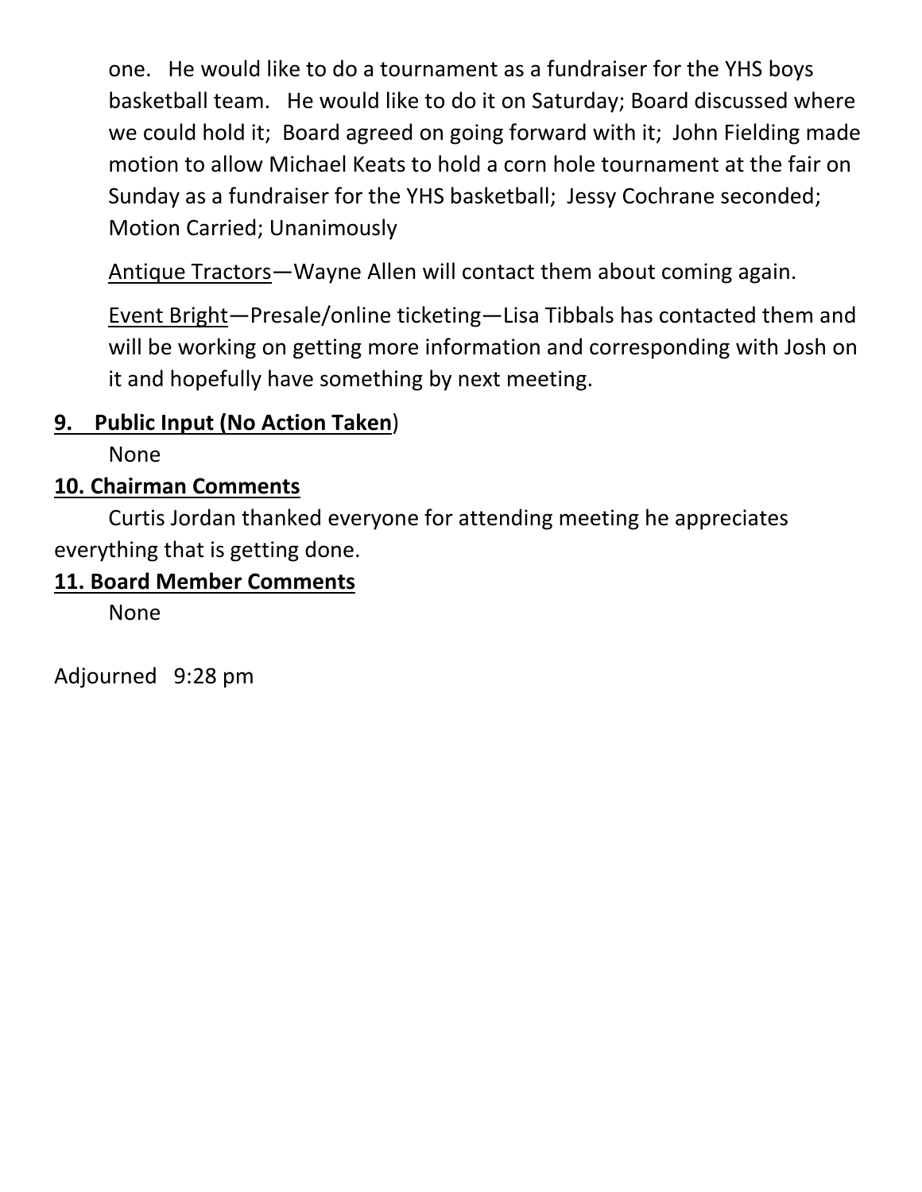one. He would like to do a tournament as a fundraiser for the YHS boys basketball team. He would like to do it on Saturday; Board discussed where we could hold it; Board agreed on going forward with it; John Fielding made motion to allow Michael Keats to hold a corn hole tournament at the fair on Sunday as a fundraiser for the YHS basketball; Jessy Cochrane seconded; Motion Carried; Unanimously

Antique Tractors—Wayne Allen will contact them about coming again.

Event Bright—Presale/online ticketing—Lisa Tibbals has contacted them and will be working on getting more information and corresponding with Josh on it and hopefully have something by next meeting.

**9. Public Input (No Action Taken)**

None

**10. Chairman Comments**

Curtis Jordan thanked everyone for attending meeting he appreciates everything that is getting done.

**11. Board Member Comments**

None

Adjourned 9:28 pm